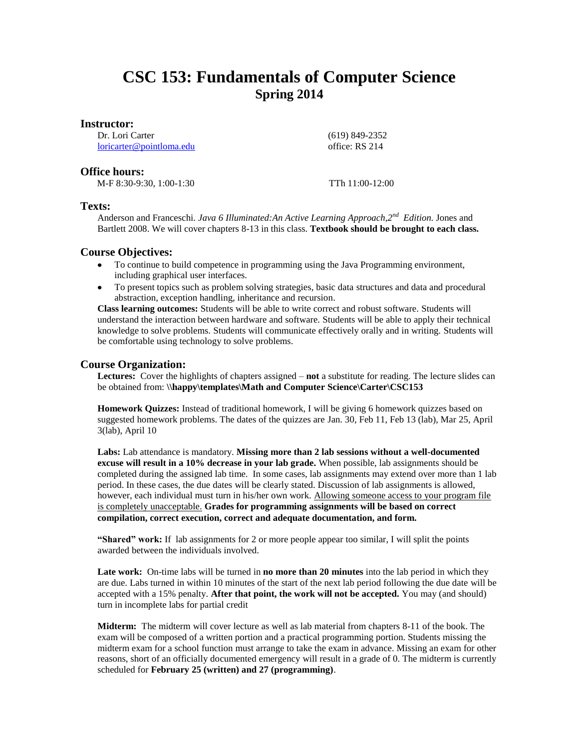# CSC 153: Fundamentals of Computer Science
## Spring 2014

### Instructor:

Dr. Lori Carter
loricarter@pointloma.edu

(619) 849-2352
office: RS 214

### Office hours:

M-F 8:30-9:30, 1:00-1:30

TTh 11:00-12:00

### Texts:

Anderson and Franceschi. *Java 6 Illuminated:An Active Learning Approach,2nd Edition.* Jones and Bartlett 2008. We will cover chapters 8-13 in this class. **Textbook should be brought to each class.**

### Course Objectives:

- To continue to build competence in programming using the Java Programming environment, including graphical user interfaces.
- To present topics such as problem solving strategies, basic data structures and data and procedural abstraction, exception handling, inheritance and recursion.

**Class learning outcomes:** Students will be able to write correct and robust software. Students will understand the interaction between hardware and software. Students will be able to apply their technical knowledge to solve problems. Students will communicate effectively orally and in writing. Students will be comfortable using technology to solve problems.

### Course Organization:

**Lectures:** Cover the highlights of chapters assigned – **not** a substitute for reading. The lecture slides can be obtained from: **\\happy\templates\Math and Computer Science\Carter\CSC153**

**Homework Quizzes:** Instead of traditional homework, I will be giving 6 homework quizzes based on suggested homework problems. The dates of the quizzes are Jan. 30, Feb 11, Feb 13 (lab), Mar 25, April 3(lab), April 10

**Labs:** Lab attendance is mandatory. **Missing more than 2 lab sessions without a well-documented excuse will result in a 10% decrease in your lab grade.** When possible, lab assignments should be completed during the assigned lab time. In some cases, lab assignments may extend over more than 1 lab period. In these cases, the due dates will be clearly stated. Discussion of lab assignments is allowed, however, each individual must turn in his/her own work. <u>Allowing someone access to your program file is completely unacceptable.</u> **Grades for programming assignments will be based on correct compilation, correct execution, correct and adequate documentation, and form.**

**"Shared" work:** If lab assignments for 2 or more people appear too similar, I will split the points awarded between the individuals involved.

**Late work:** On-time labs will be turned in **no more than 20 minutes** into the lab period in which they are due. Labs turned in within 10 minutes of the start of the next lab period following the due date will be accepted with a 15% penalty. **After that point, the work will not be accepted.** You may (and should) turn in incomplete labs for partial credit

**Midterm:** The midterm will cover lecture as well as lab material from chapters 8-11 of the book. The exam will be composed of a written portion and a practical programming portion. Students missing the midterm exam for a school function must arrange to take the exam in advance. Missing an exam for other reasons, short of an officially documented emergency will result in a grade of 0. The midterm is currently scheduled for **February 25 (written) and 27 (programming)**.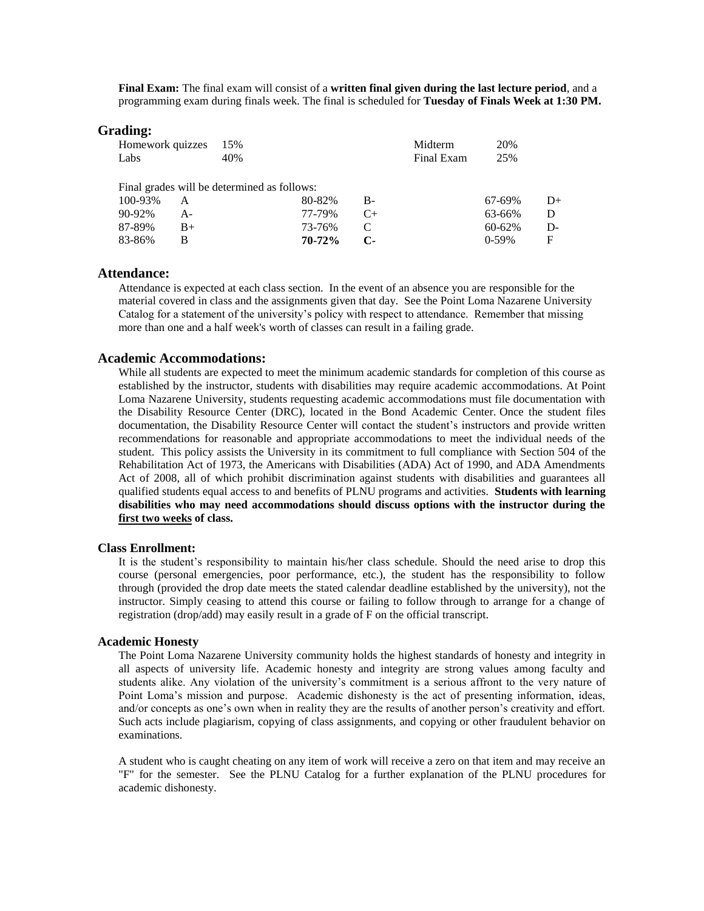**Final Exam:** The final exam will consist of a **written final given during the last lecture period**, and a programming exam during finals week. The final is scheduled for **Tuesday of Finals Week at 1:30 PM.**

## Grading:

| | | | |
|---|---|---|---|
| Homework quizzes | 15% | Midterm | 20% |
| Labs | 40% | Final Exam | 25% |

Final grades will be determined as follows:

| | | | | | |
|---|---|---|---|---|---|
| 100-93% | A | 80-82% | B- | 67-69% | D+ |
| 90-92% | A- | 77-79% | C+ | 63-66% | D |
| 87-89% | B+ | 73-76% | C | 60-62% | D- |
| 83-86% | B | **70-72%** | **C-** | 0-59% | F |

## Attendance:

Attendance is expected at each class section. In the event of an absence you are responsible for the material covered in class and the assignments given that day. See the Point Loma Nazarene University Catalog for a statement of the university's policy with respect to attendance. Remember that missing more than one and a half week's worth of classes can result in a failing grade.

## Academic Accommodations:

While all students are expected to meet the minimum academic standards for completion of this course as established by the instructor, students with disabilities may require academic accommodations. At Point Loma Nazarene University, students requesting academic accommodations must file documentation with the Disability Resource Center (DRC), located in the Bond Academic Center. Once the student files documentation, the Disability Resource Center will contact the student's instructors and provide written recommendations for reasonable and appropriate accommodations to meet the individual needs of the student. This policy assists the University in its commitment to full compliance with Section 504 of the Rehabilitation Act of 1973, the Americans with Disabilities (ADA) Act of 1990, and ADA Amendments Act of 2008, all of which prohibit discrimination against students with disabilities and guarantees all qualified students equal access to and benefits of PLNU programs and activities. **Students with learning disabilities who may need accommodations should discuss options with the instructor during the <u>first two weeks</u> of class.**

### Class Enrollment:

It is the student's responsibility to maintain his/her class schedule. Should the need arise to drop this course (personal emergencies, poor performance, etc.), the student has the responsibility to follow through (provided the drop date meets the stated calendar deadline established by the university), not the instructor. Simply ceasing to attend this course or failing to follow through to arrange for a change of registration (drop/add) may easily result in a grade of F on the official transcript.

### Academic Honesty

The Point Loma Nazarene University community holds the highest standards of honesty and integrity in all aspects of university life. Academic honesty and integrity are strong values among faculty and students alike. Any violation of the university's commitment is a serious affront to the very nature of Point Loma's mission and purpose. Academic dishonesty is the act of presenting information, ideas, and/or concepts as one's own when in reality they are the results of another person's creativity and effort. Such acts include plagiarism, copying of class assignments, and copying or other fraudulent behavior on examinations.

A student who is caught cheating on any item of work will receive a zero on that item and may receive an "F" for the semester. See the PLNU Catalog for a further explanation of the PLNU procedures for academic dishonesty.